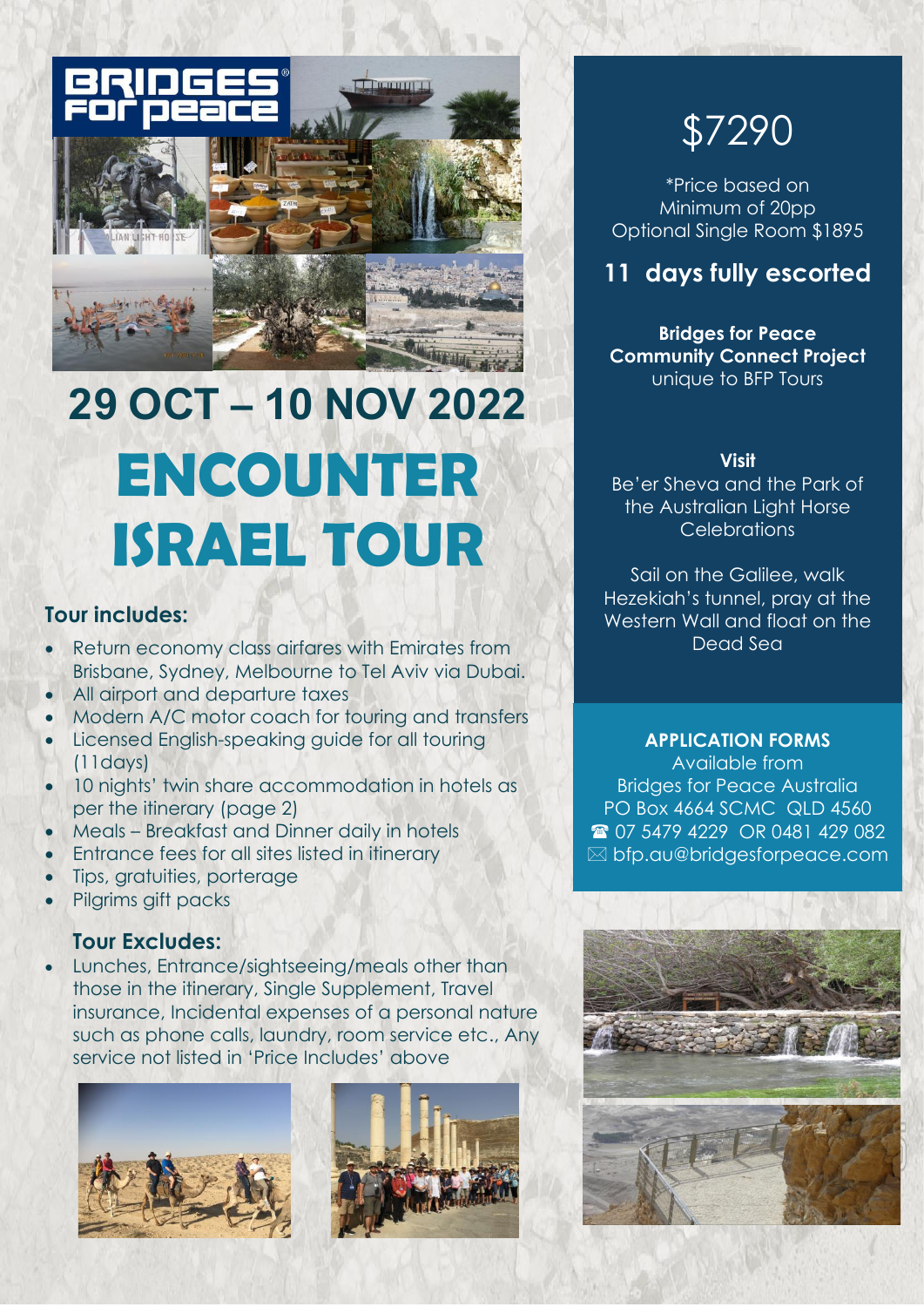BRIDGES FOR PEACE

# 29 OCT – 10 NOV 2022

# ENCOUNTER ISRAEL TOUR

### Tour includes:

- Return economy class airfares with Emirates from Brisbane, Sydney, Melbourne to Tel Aviv via Dubai.
- All airport and departure taxes
- Modern A/C motor coach for touring and transfers
- Licensed English-speaking guide for all touring (11days)
- 10 nights' twin share accommodation in hotels as per the itinerary (page 2)
- Meals – Breakfast and Dinner daily in hotels
- Entrance fees for all sites listed in itinerary
- Tips, gratuities, porterage
- Pilgrims gift packs

### Tour Excludes:

- Lunches, Entrance/sightseeing/meals other than those in the itinerary, Single Supplement, Travel insurance, Incidental expenses of a personal nature such as phone calls, laundry, room service etc., Any service not listed in 'Price Includes' above

## $7290

*Price based on Minimum of 20pp
Optional Single Room $1895

### 11 days fully escorted

**Bridges for Peace Community Connect Project**
unique to BFP Tours

**Visit**
Be'er Sheva and the Park of the Australian Light Horse Celebrations

Sail on the Galilee, walk Hezekiah's tunnel, pray at the Western Wall and float on the Dead Sea

**APPLICATION FORMS**
Available from
Bridges for Peace Australia
PO Box 4664 SCMC QLD 4560
☎ 07 5479 4229 OR 0481 429 082
✉ bfp.au@bridgesforpeace.com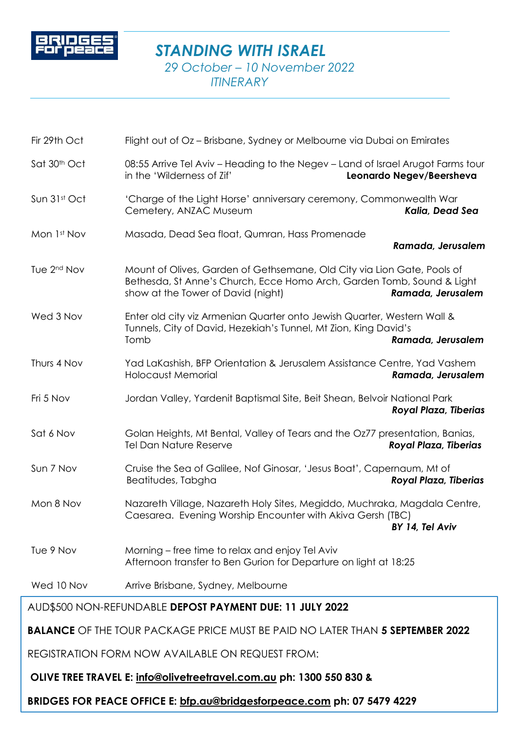# *STANDING WITH ISRAEL*

*29 October – 10 November 2022*

*ITINERARY*

| | | |
|---|---|---|
| Fir 29th Oct | Flight out of Oz – Brisbane, Sydney or Melbourne via Dubai on Emirates | |
| Sat 30th Oct | 08:55 Arrive Tel Aviv – Heading to the Negev – Land of Israel Arugot Farms tour in the 'Wilderness of Zif' | **Leonardo Negev/Beersheva** |
| Sun 31st Oct | 'Charge of the Light Horse' anniversary ceremony, Commonwealth War Cemetery, ANZAC Museum | ***Kalia, Dead Sea*** |
| Mon 1st Nov | Masada, Dead Sea float, Qumran, Hass Promenade | ***Ramada, Jerusalem*** |
| Tue 2nd Nov | Mount of Olives, Garden of Gethsemane, Old City via Lion Gate, Pools of Bethesda, St Anne's Church, Ecce Homo Arch, Garden Tomb, Sound & Light show at the Tower of David (night) | ***Ramada, Jerusalem*** |
| Wed 3 Nov | Enter old city viz Armenian Quarter onto Jewish Quarter, Western Wall & Tunnels, City of David, Hezekiah's Tunnel, Mt Zion, King David's Tomb | ***Ramada, Jerusalem*** |
| Thurs 4 Nov | Yad LaKashish, BFP Orientation & Jerusalem Assistance Centre, Yad Vashem Holocaust Memorial | ***Ramada, Jerusalem*** |
| Fri 5 Nov | Jordan Valley, Yardenit Baptismal Site, Beit Shean, Belvoir National Park | ***Royal Plaza, Tiberias*** |
| Sat 6 Nov | Golan Heights, Mt Bental, Valley of Tears and the Oz77 presentation, Banias, Tel Dan Nature Reserve | ***Royal Plaza, Tiberias*** |
| Sun 7 Nov | Cruise the Sea of Galilee, Nof Ginosar, 'Jesus Boat', Capernaum, Mt of Beatitudes, Tabgha | ***Royal Plaza, Tiberias*** |
| Mon 8 Nov | Nazareth Village, Nazareth Holy Sites, Megiddo, Muchraka, Magdala Centre, Caesarea. Evening Worship Encounter with Akiva Gersh (TBC) | ***BY 14, Tel Aviv*** |
| Tue 9 Nov | Morning – free time to relax and enjoy Tel Aviv<br>Afternoon transfer to Ben Gurion for Departure on light at 18:25 | |
| Wed 10 Nov | Arrive Brisbane, Sydney, Melbourne | |

AUD$500 NON-REFUNDABLE **DEPOST PAYMENT DUE: 11 JULY 2022**

**BALANCE** OF THE TOUR PACKAGE PRICE MUST BE PAID NO LATER THAN **5 SEPTEMBER 2022**

REGISTRATION FORM NOW AVAILABLE ON REQUEST FROM:

**OLIVE TREE TRAVEL E: info@olivetreetravel.com.au ph: 1300 550 830 &**

**BRIDGES FOR PEACE OFFICE E: bfp.au@bridgesforpeace.com ph: 07 5479 4229**